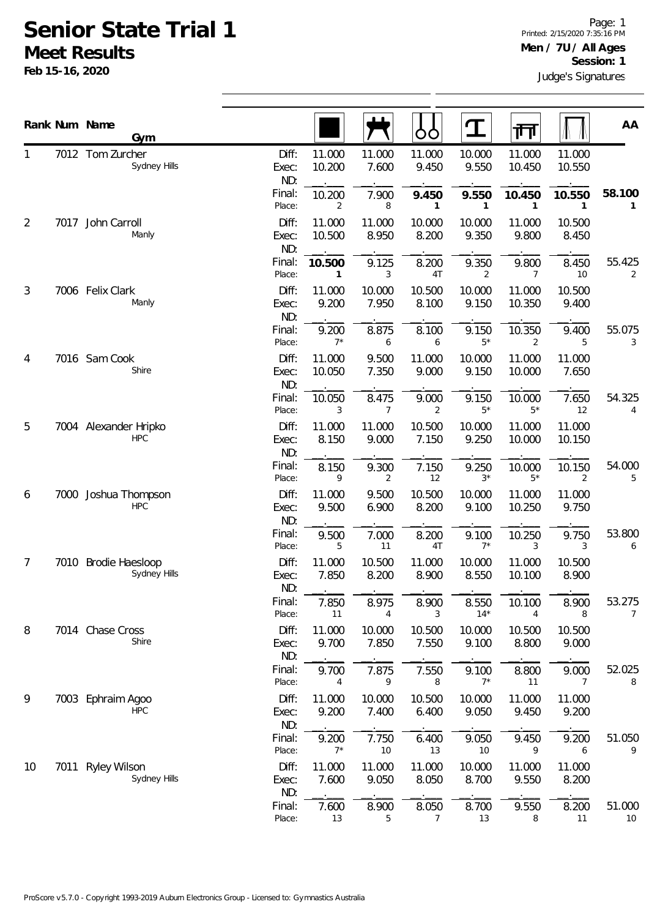# Senior State Trial 1

## Meet Results

**Feb 15-16, 2020**

Page: 1
Printed: 2/15/2020 7:35:16 PM

**Men / 7U / All Ages**
**Session: 1**

Judge's Signatures

| Rank | Num | Name / Gym | | Floor | Pommel Horse | Rings | Vault | Parallel Bars | High Bar | AA |
|---|---|---|---|---|---|---|---|---|---|---|
| 1 | 7012 | Tom Zurcher | Diff: | 11.000 | 11.000 | 11.000 | 10.000 | 11.000 | 11.000 | |
| | | Sydney Hills | Exec: | 10.200 | 7.600 | 9.450 | 9.550 | 10.450 | 10.550 | |
| | | | ND: | . | . | . | . | . | . | |
| | | | Final: | 10.200 | 7.900 | **9.450** | **9.550** | **10.450** | **10.550** | **58.100** |
| | | | Place: | 2 | 8 | **1** | **1** | **1** | **1** | **1** |
| 2 | 7017 | John Carroll | Diff: | 11.000 | 11.000 | 10.000 | 10.000 | 11.000 | 10.500 | |
| | | Manly | Exec: | 10.500 | 8.950 | 8.200 | 9.350 | 9.800 | 8.450 | |
| | | | ND: | . | . | . | . | . | . | |
| | | | Final: | **10.500** | 9.125 | 8.200 | 9.350 | 9.800 | 8.450 | 55.425 |
| | | | Place: | **1** | 3 | 4T | 2 | 7 | 10 | 2 |
| 3 | 7006 | Felix Clark | Diff: | 11.000 | 10.000 | 10.500 | 10.000 | 11.000 | 10.500 | |
| | | Manly | Exec: | 9.200 | 7.950 | 8.100 | 9.150 | 10.350 | 9.400 | |
| | | | ND: | . | . | . | . | . | . | |
| | | | Final: | 9.200 | 8.875 | 8.100 | 9.150 | 10.350 | 9.400 | 55.075 |
| | | | Place: | 7* | 6 | 6 | 5* | 2 | 5 | 3 |
| 4 | 7016 | Sam Cook | Diff: | 11.000 | 9.500 | 11.000 | 10.000 | 11.000 | 11.000 | |
| | | Shire | Exec: | 10.050 | 7.350 | 9.000 | 9.150 | 10.000 | 7.650 | |
| | | | ND: | . | . | . | . | . | . | |
| | | | Final: | 10.050 | 8.475 | 9.000 | 9.150 | 10.000 | 7.650 | 54.325 |
| | | | Place: | 3 | 7 | 2 | 5* | 5* | 12 | 4 |
| 5 | 7004 | Alexander Hripko | Diff: | 11.000 | 11.000 | 10.500 | 10.000 | 11.000 | 11.000 | |
| | | HPC | Exec: | 8.150 | 9.000 | 7.150 | 9.250 | 10.000 | 10.150 | |
| | | | ND: | . | . | . | . | . | . | |
| | | | Final: | 8.150 | 9.300 | 7.150 | 9.250 | 10.000 | 10.150 | 54.000 |
| | | | Place: | 9 | 2 | 12 | 3* | 5* | 2 | 5 |
| 6 | 7000 | Joshua Thompson | Diff: | 11.000 | 9.500 | 10.500 | 10.000 | 11.000 | 11.000 | |
| | | HPC | Exec: | 9.500 | 6.900 | 8.200 | 9.100 | 10.250 | 9.750 | |
| | | | ND: | . | . | . | . | . | . | |
| | | | Final: | 9.500 | 7.000 | 8.200 | 9.100 | 10.250 | 9.750 | 53.800 |
| | | | Place: | 5 | 11 | 4T | 7* | 3 | 3 | 6 |
| 7 | 7010 | Brodie Haesloop | Diff: | 11.000 | 10.500 | 11.000 | 10.000 | 11.000 | 10.500 | |
| | | Sydney Hills | Exec: | 7.850 | 8.200 | 8.900 | 8.550 | 10.100 | 8.900 | |
| | | | ND: | . | . | . | . | . | . | |
| | | | Final: | 7.850 | 8.975 | 8.900 | 8.550 | 10.100 | 8.900 | 53.275 |
| | | | Place: | 11 | 4 | 3 | 14* | 4 | 8 | 7 |
| 8 | 7014 | Chase Cross | Diff: | 11.000 | 10.000 | 10.500 | 10.000 | 10.500 | 10.500 | |
| | | Shire | Exec: | 9.700 | 7.850 | 7.550 | 9.100 | 8.800 | 9.000 | |
| | | | ND: | . | . | . | . | . | . | |
| | | | Final: | 9.700 | 7.875 | 7.550 | 9.100 | 8.800 | 9.000 | 52.025 |
| | | | Place: | 4 | 9 | 8 | 7* | 11 | 7 | 8 |
| 9 | 7003 | Ephraim Agoo | Diff: | 11.000 | 10.000 | 10.500 | 10.000 | 11.000 | 11.000 | |
| | | HPC | Exec: | 9.200 | 7.400 | 6.400 | 9.050 | 9.450 | 9.200 | |
| | | | ND: | . | . | . | . | . | . | |
| | | | Final: | 9.200 | 7.750 | 6.400 | 9.050 | 9.450 | 9.200 | 51.050 |
| | | | Place: | 7* | 10 | 13 | 10 | 9 | 6 | 9 |
| 10 | 7011 | Ryley Wilson | Diff: | 11.000 | 11.000 | 11.000 | 10.000 | 11.000 | 11.000 | |
| | | Sydney Hills | Exec: | 7.600 | 9.050 | 8.050 | 8.700 | 9.550 | 8.200 | |
| | | | ND: | . | . | . | . | . | . | |
| | | | Final: | 7.600 | 8.900 | 8.050 | 8.700 | 9.550 | 8.200 | 51.000 |
| | | | Place: | 13 | 5 | 7 | 13 | 8 | 11 | 10 |

ProScore v5.7.0 - Copyright 1993-2019 Auburn Electronics Group - Licensed to: Gymnastics Australia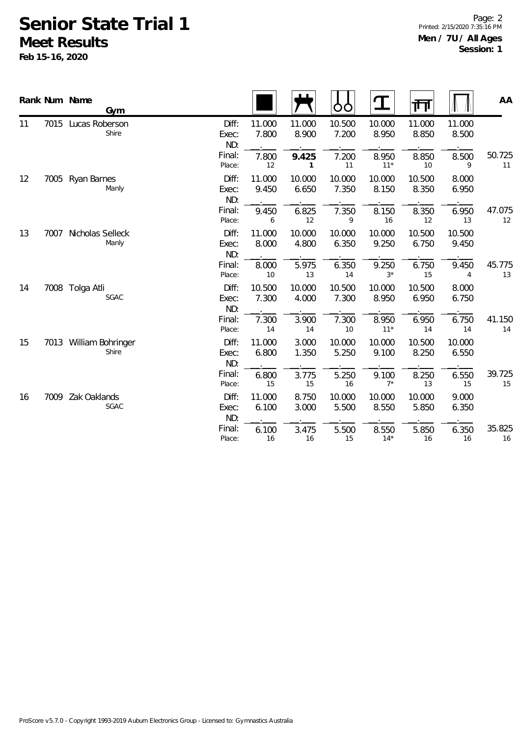# Senior State Trial 1

## Meet Results

**Feb 15-16, 2020**

**Men / 7U / All Ages**
**Session: 1**

| Rank | Num | Name / Gym | | Floor | Pommel Horse | Rings | Vault | Parallel Bars | High Bar | AA |
|---|---|---|---|---|---|---|---|---|---|---|
| 11 | 7015 | Lucas Roberson | Diff: | 11.000 | 11.000 | 10.500 | 10.000 | 11.000 | 11.000 | |
| | | Shire | Exec: | 7.800 | 8.900 | 7.200 | 8.950 | 8.850 | 8.500 | |
| | | | ND: | | | | | | | |
| | | | Final: | 7.800 | **9.425** | 7.200 | 8.950 | 8.850 | 8.500 | 50.725 |
| | | | Place: | 12 | **1** | 11 | 11* | 10 | 9 | 11 |
| 12 | 7005 | Ryan Barnes | Diff: | 11.000 | 10.000 | 10.000 | 10.000 | 10.500 | 8.000 | |
| | | Manly | Exec: | 9.450 | 6.650 | 7.350 | 8.150 | 8.350 | 6.950 | |
| | | | ND: | | | | | | | |
| | | | Final: | 9.450 | 6.825 | 7.350 | 8.150 | 8.350 | 6.950 | 47.075 |
| | | | Place: | 6 | 12 | 9 | 16 | 12 | 13 | 12 |
| 13 | 7007 | Nicholas Selleck | Diff: | 11.000 | 10.000 | 10.000 | 10.000 | 10.500 | 10.500 | |
| | | Manly | Exec: | 8.000 | 4.800 | 6.350 | 9.250 | 6.750 | 9.450 | |
| | | | ND: | | | | | | | |
| | | | Final: | 8.000 | 5.975 | 6.350 | 9.250 | 6.750 | 9.450 | 45.775 |
| | | | Place: | 10 | 13 | 14 | 3* | 15 | 4 | 13 |
| 14 | 7008 | Tolga Atli | Diff: | 10.500 | 10.000 | 10.500 | 10.000 | 10.500 | 8.000 | |
| | | SGAC | Exec: | 7.300 | 4.000 | 7.300 | 8.950 | 6.950 | 6.750 | |
| | | | ND: | | | | | | | |
| | | | Final: | 7.300 | 3.900 | 7.300 | 8.950 | 6.950 | 6.750 | 41.150 |
| | | | Place: | 14 | 14 | 10 | 11* | 14 | 14 | 14 |
| 15 | 7013 | William Bohringer | Diff: | 11.000 | 3.000 | 10.000 | 10.000 | 10.500 | 10.000 | |
| | | Shire | Exec: | 6.800 | 1.350 | 5.250 | 9.100 | 8.250 | 6.550 | |
| | | | ND: | | | | | | | |
| | | | Final: | 6.800 | 3.775 | 5.250 | 9.100 | 8.250 | 6.550 | 39.725 |
| | | | Place: | 15 | 15 | 16 | 7* | 13 | 15 | 15 |
| 16 | 7009 | Zak Oaklands | Diff: | 11.000 | 8.750 | 10.000 | 10.000 | 10.000 | 9.000 | |
| | | SGAC | Exec: | 6.100 | 3.000 | 5.500 | 8.550 | 5.850 | 6.350 | |
| | | | ND: | | | | | | | |
| | | | Final: | 6.100 | 3.475 | 5.500 | 8.550 | 5.850 | 6.350 | 35.825 |
| | | | Place: | 16 | 16 | 15 | 14* | 16 | 16 | 16 |

ProScore v5.7.0 - Copyright 1993-2019 Auburn Electronics Group - Licensed to: Gymnastics Australia